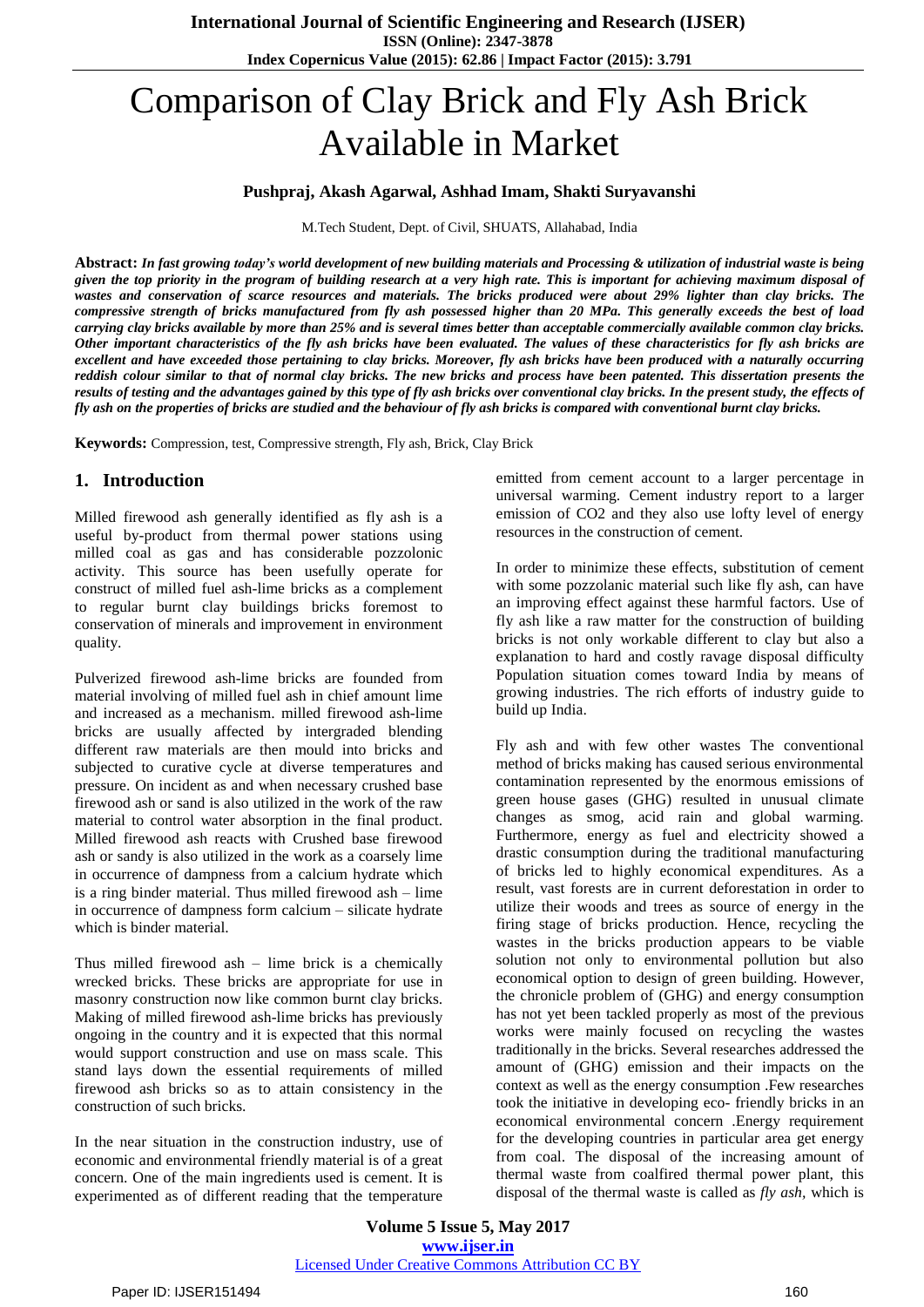# Comparison of Clay Brick and Fly Ash Brick Available in Market

**Pushpraj, Akash Agarwal, Ashhad Imam, Shakti Suryavanshi**

M.Tech Student, Dept. of Civil, SHUATS, Allahabad, India

**Abstract:** ***In fast growing today's world development of new building materials and Processing & utilization of industrial waste is being given the top priority in the program of building research at a very high rate. This is important for achieving maximum disposal of wastes and conservation of scarce resources and materials. The bricks produced were about 29% lighter than clay bricks. The compressive strength of bricks manufactured from fly ash possessed higher than 20 MPa. This generally exceeds the best of load carrying clay bricks available by more than 25% and is several times better than acceptable commercially available common clay bricks. Other important characteristics of the fly ash bricks have been evaluated. The values of these characteristics for fly ash bricks are excellent and have exceeded those pertaining to clay bricks. Moreover, fly ash bricks have been produced with a naturally occurring reddish colour similar to that of normal clay bricks. The new bricks and process have been patented. This dissertation presents the results of testing and the advantages gained by this type of fly ash bricks over conventional clay bricks. In the present study, the effects of fly ash on the properties of bricks are studied and the behaviour of fly ash bricks is compared with conventional burnt clay bricks.***

**Keywords:** Compression, test, Compressive strength, Fly ash, Brick, Clay Brick

## 1. Introduction

Milled firewood ash generally identified as fly ash is a useful by-product from thermal power stations using milled coal as gas and has considerable pozzolonic activity. This source has been usefully operate for construct of milled fuel ash-lime bricks as a complement to regular burnt clay buildings bricks foremost to conservation of minerals and improvement in environment quality.

Pulverized firewood ash-lime bricks are founded from material involving of milled fuel ash in chief amount lime and increased as a mechanism. milled firewood ash-lime bricks are usually affected by intergraded blending different raw materials are then mould into bricks and subjected to curative cycle at diverse temperatures and pressure. On incident as and when necessary crushed base firewood ash or sand is also utilized in the work of the raw material to control water absorption in the final product. Milled firewood ash reacts with Crushed base firewood ash or sandy is also utilized in the work as a coarsely lime in occurrence of dampness from a calcium hydrate which is a ring binder material. Thus milled firewood ash – lime in occurrence of dampness form calcium – silicate hydrate which is binder material.

Thus milled firewood ash – lime brick is a chemically wrecked bricks. These bricks are appropriate for use in masonry construction now like common burnt clay bricks. Making of milled firewood ash-lime bricks has previously ongoing in the country and it is expected that this normal would support construction and use on mass scale. This stand lays down the essential requirements of milled firewood ash bricks so as to attain consistency in the construction of such bricks.

In the near situation in the construction industry, use of economic and environmental friendly material is of a great concern. One of the main ingredients used is cement. It is experimented as of different reading that the temperature emitted from cement account to a larger percentage in universal warming. Cement industry report to a larger emission of CO2 and they also use lofty level of energy resources in the construction of cement.

In order to minimize these effects, substitution of cement with some pozzolanic material such like fly ash, can have an improving effect against these harmful factors. Use of fly ash like a raw matter for the construction of building bricks is not only workable different to clay but also a explanation to hard and costly ravage disposal difficulty Population situation comes toward India by means of growing industries. The rich efforts of industry guide to build up India.

Fly ash and with few other wastes The conventional method of bricks making has caused serious environmental contamination represented by the enormous emissions of green house gases (GHG) resulted in unusual climate changes as smog, acid rain and global warming. Furthermore, energy as fuel and electricity showed a drastic consumption during the traditional manufacturing of bricks led to highly economical expenditures. As a result, vast forests are in current deforestation in order to utilize their woods and trees as source of energy in the firing stage of bricks production. Hence, recycling the wastes in the bricks production appears to be viable solution not only to environmental pollution but also economical option to design of green building. However, the chronicle problem of (GHG) and energy consumption has not yet been tackled properly as most of the previous works were mainly focused on recycling the wastes traditionally in the bricks. Several researches addressed the amount of (GHG) emission and their impacts on the context as well as the energy consumption .Few researches took the initiative in developing eco- friendly bricks in an economical environmental concern .Energy requirement for the developing countries in particular area get energy from coal. The disposal of the increasing amount of thermal waste from coalfired thermal power plant, this disposal of the thermal waste is called as *fly ash*, which is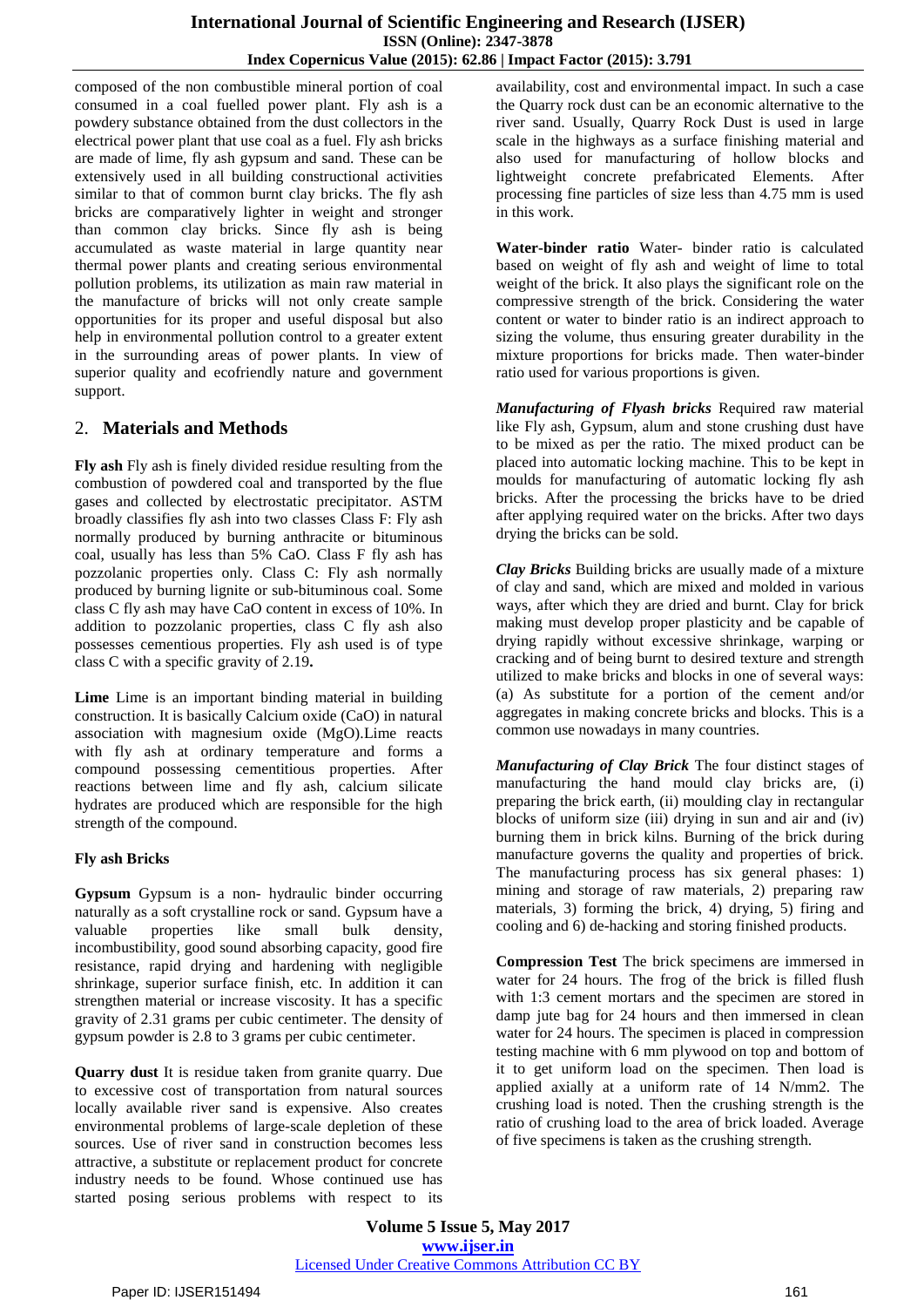composed of the non combustible mineral portion of coal consumed in a coal fuelled power plant. Fly ash is a powdery substance obtained from the dust collectors in the electrical power plant that use coal as a fuel. Fly ash bricks are made of lime, fly ash gypsum and sand. These can be extensively used in all building constructional activities similar to that of common burnt clay bricks. The fly ash bricks are comparatively lighter in weight and stronger than common clay bricks. Since fly ash is being accumulated as waste material in large quantity near thermal power plants and creating serious environmental pollution problems, its utilization as main raw material in the manufacture of bricks will not only create sample opportunities for its proper and useful disposal but also help in environmental pollution control to a greater extent in the surrounding areas of power plants. In view of superior quality and ecofriendly nature and government support.

## 2. Materials and Methods

**Fly ash** Fly ash is finely divided residue resulting from the combustion of powdered coal and transported by the flue gases and collected by electrostatic precipitator. ASTM broadly classifies fly ash into two classes Class F: Fly ash normally produced by burning anthracite or bituminous coal, usually has less than 5% CaO. Class F fly ash has pozzolanic properties only. Class C: Fly ash normally produced by burning lignite or sub-bituminous coal. Some class C fly ash may have CaO content in excess of 10%. In addition to pozzolanic properties, class C fly ash also possesses cementious properties. Fly ash used is of type class C with a specific gravity of 2.19**.**

**Lime** Lime is an important binding material in building construction. It is basically Calcium oxide (CaO) in natural association with magnesium oxide (MgO).Lime reacts with fly ash at ordinary temperature and forms a compound possessing cementitious properties. After reactions between lime and fly ash, calcium silicate hydrates are produced which are responsible for the high strength of the compound.

**Fly ash Bricks**

**Gypsum** Gypsum is a non- hydraulic binder occurring naturally as a soft crystalline rock or sand. Gypsum have a valuable properties like small bulk density, incombustibility, good sound absorbing capacity, good fire resistance, rapid drying and hardening with negligible shrinkage, superior surface finish, etc. In addition it can strengthen material or increase viscosity. It has a specific gravity of 2.31 grams per cubic centimeter. The density of gypsum powder is 2.8 to 3 grams per cubic centimeter.

**Quarry dust** It is residue taken from granite quarry. Due to excessive cost of transportation from natural sources locally available river sand is expensive. Also creates environmental problems of large-scale depletion of these sources. Use of river sand in construction becomes less attractive, a substitute or replacement product for concrete industry needs to be found. Whose continued use has started posing serious problems with respect to its availability, cost and environmental impact. In such a case the Quarry rock dust can be an economic alternative to the river sand. Usually, Quarry Rock Dust is used in large scale in the highways as a surface finishing material and also used for manufacturing of hollow blocks and lightweight concrete prefabricated Elements. After processing fine particles of size less than 4.75 mm is used in this work.

**Water-binder ratio** Water- binder ratio is calculated based on weight of fly ash and weight of lime to total weight of the brick. It also plays the significant role on the compressive strength of the brick. Considering the water content or water to binder ratio is an indirect approach to sizing the volume, thus ensuring greater durability in the mixture proportions for bricks made. Then water-binder ratio used for various proportions is given.

***Manufacturing of Flyash bricks*** Required raw material like Fly ash, Gypsum, alum and stone crushing dust have to be mixed as per the ratio. The mixed product can be placed into automatic locking machine. This to be kept in moulds for manufacturing of automatic locking fly ash bricks. After the processing the bricks have to be dried after applying required water on the bricks. After two days drying the bricks can be sold.

***Clay Bricks*** Building bricks are usually made of a mixture of clay and sand, which are mixed and molded in various ways, after which they are dried and burnt. Clay for brick making must develop proper plasticity and be capable of drying rapidly without excessive shrinkage, warping or cracking and of being burnt to desired texture and strength utilized to make bricks and blocks in one of several ways: (a) As substitute for a portion of the cement and/or aggregates in making concrete bricks and blocks. This is a common use nowadays in many countries.

***Manufacturing of Clay Brick*** The four distinct stages of manufacturing the hand mould clay bricks are, (i) preparing the brick earth, (ii) moulding clay in rectangular blocks of uniform size (iii) drying in sun and air and (iv) burning them in brick kilns. Burning of the brick during manufacture governs the quality and properties of brick. The manufacturing process has six general phases: 1) mining and storage of raw materials, 2) preparing raw materials, 3) forming the brick, 4) drying, 5) firing and cooling and 6) de-hacking and storing finished products.

**Compression Test** The brick specimens are immersed in water for 24 hours. The frog of the brick is filled flush with 1:3 cement mortars and the specimen are stored in damp jute bag for 24 hours and then immersed in clean water for 24 hours. The specimen is placed in compression testing machine with 6 mm plywood on top and bottom of it to get uniform load on the specimen. Then load is applied axially at a uniform rate of 14 N/mm2. The crushing load is noted. Then the crushing strength is the ratio of crushing load to the area of brick loaded. Average of five specimens is taken as the crushing strength.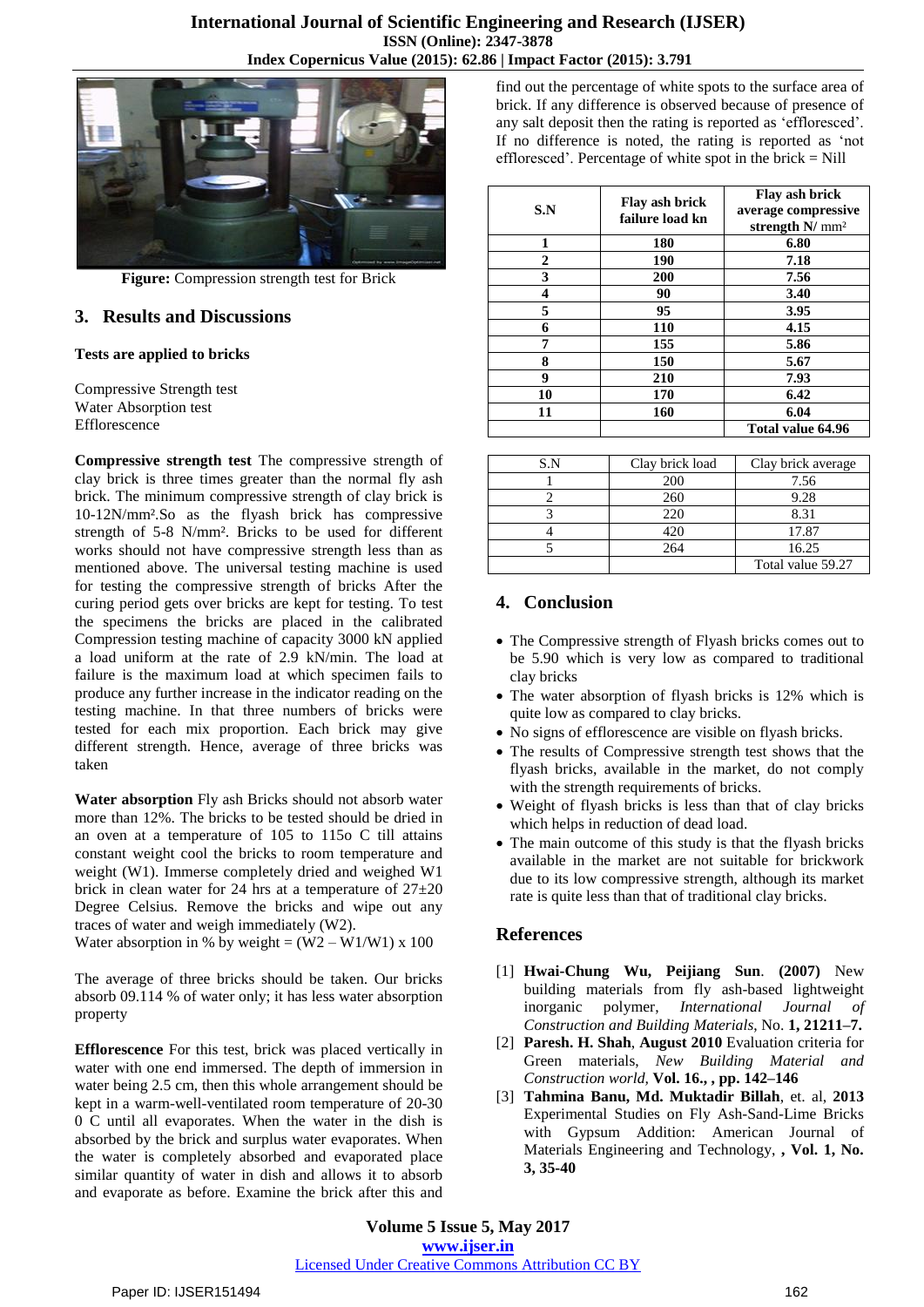**Figure:** Compression strength test for Brick

## 3. Results and Discussions

**Tests are applied to bricks**

Compressive Strength test
Water Absorption test
Efflorescence

**Compressive strength test** The compressive strength of clay brick is three times greater than the normal fly ash brick. The minimum compressive strength of clay brick is 10-12N/mm².So as the flyash brick has compressive strength of 5-8 N/mm². Bricks to be used for different works should not have compressive strength less than as mentioned above. The universal testing machine is used for testing the compressive strength of bricks After the curing period gets over bricks are kept for testing. To test the specimens the bricks are placed in the calibrated Compression testing machine of capacity 3000 kN applied a load uniform at the rate of 2.9 kN/min. The load at failure is the maximum load at which specimen fails to produce any further increase in the indicator reading on the testing machine. In that three numbers of bricks were tested for each mix proportion. Each brick may give different strength. Hence, average of three bricks was taken

**Water absorption** Fly ash Bricks should not absorb water more than 12%. The bricks to be tested should be dried in an oven at a temperature of 105 to 115o C till attains constant weight cool the bricks to room temperature and weight (W1). Immerse completely dried and weighed W1 brick in clean water for 24 hrs at a temperature of 27±20 Degree Celsius. Remove the bricks and wipe out any traces of water and weigh immediately (W2).
Water absorption in % by weight = (W2 – W1/W1) x 100

The average of three bricks should be taken. Our bricks absorb 09.114 % of water only; it has less water absorption property

**Efflorescence** For this test, brick was placed vertically in water with one end immersed. The depth of immersion in water being 2.5 cm, then this whole arrangement should be kept in a warm-well-ventilated room temperature of 20-30 0 C until all evaporates. When the water in the dish is absorbed by the brick and surplus water evaporates. When the water is completely absorbed and evaporated place similar quantity of water in dish and allows it to absorb and evaporate as before. Examine the brick after this and find out the percentage of white spots to the surface area of brick. If any difference is observed because of presence of any salt deposit then the rating is reported as 'effloresced'. If no difference is noted, the rating is reported as 'not effloresced'. Percentage of white spot in the brick = Nill

| **S.N** | **Flay ash brick failure load kn** | **Flay ash brick average compressive strength N/ mm²** |
|---|---|---|
| **1** | **180** | **6.80** |
| **2** | **190** | **7.18** |
| **3** | **200** | **7.56** |
| **4** | **90** | **3.40** |
| **5** | **95** | **3.95** |
| **6** | **110** | **4.15** |
| **7** | **155** | **5.86** |
| **8** | **150** | **5.67** |
| **9** | **210** | **7.93** |
| **10** | **170** | **6.42** |
| **11** | **160** | **6.04** |
| | | **Total value 64.96** |

| S.N | Clay brick load | Clay brick average |
|---|---|---|
| 1 | 200 | 7.56 |
| 2 | 260 | 9.28 |
| 3 | 220 | 8.31 |
| 4 | 420 | 17.87 |
| 5 | 264 | 16.25 |
| | | Total value 59.27 |

## 4. Conclusion

- The Compressive strength of Flyash bricks comes out to be 5.90 which is very low as compared to traditional clay bricks
- The water absorption of flyash bricks is 12% which is quite low as compared to clay bricks.
- No signs of efflorescence are visible on flyash bricks.
- The results of Compressive strength test shows that the flyash bricks, available in the market, do not comply with the strength requirements of bricks.
- Weight of flyash bricks is less than that of clay bricks which helps in reduction of dead load.
- The main outcome of this study is that the flyash bricks available in the market are not suitable for brickwork due to its low compressive strength, although its market rate is quite less than that of traditional clay bricks.

## References

[1] **Hwai-Chung Wu, Peijiang Sun**. **(2007)** New building materials from fly ash-based lightweight inorganic polymer, *International Journal of Construction and Building Materials*, No. **1, 21211–7.**

[2] **Paresh. H. Shah**, **August 2010** Evaluation criteria for Green materials, *New Building Material and Construction world*, **Vol. 16., , pp. 142–146**

[3] **Tahmina Banu, Md. Muktadir Billah**, et. al, **2013** Experimental Studies on Fly Ash-Sand-Lime Bricks with Gypsum Addition: American Journal of Materials Engineering and Technology, **, Vol. 1, No. 3, 35-40**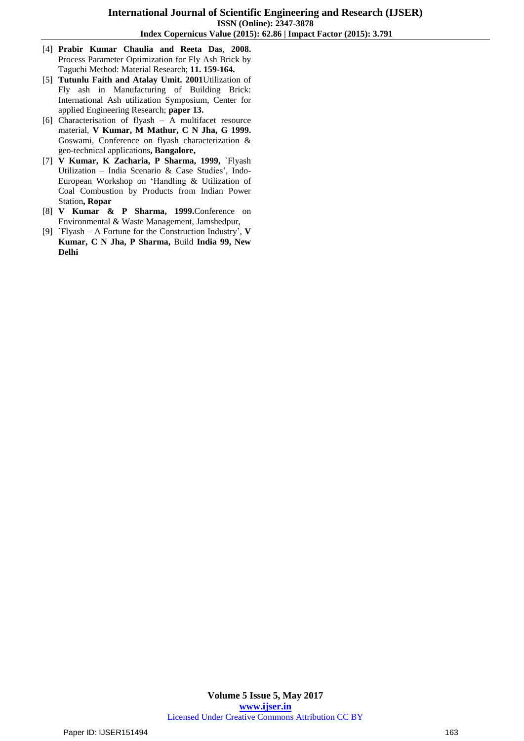[4] **Prabir Kumar Chaulia and Reeta Das**, **2008.** Process Parameter Optimization for Fly Ash Brick by Taguchi Method: Material Research; **11. 159-164.**

[5] **Tutunlu Faith and Atalay Umit. 2001**Utilization of Fly ash in Manufacturing of Building Brick: International Ash utilization Symposium, Center for applied Engineering Research; **paper 13.**

[6] Characterisation of flyash – A multifacet resource material, **V Kumar, M Mathur, C N Jha, G 1999.** Goswami, Conference on flyash characterization & geo-technical applications**, Bangalore,**

[7] **V Kumar, K Zacharia, P Sharma, 1999,** `Flyash Utilization – India Scenario & Case Studies', Indo-European Workshop on 'Handling & Utilization of Coal Combustion by Products from Indian Power Station**, Ropar**

[8] **V Kumar & P Sharma, 1999.**Conference on Environmental & Waste Management, Jamshedpur,

[9] `Flyash – A Fortune for the Construction Industry', **V Kumar, C N Jha, P Sharma,** Build **India 99, New Delhi**